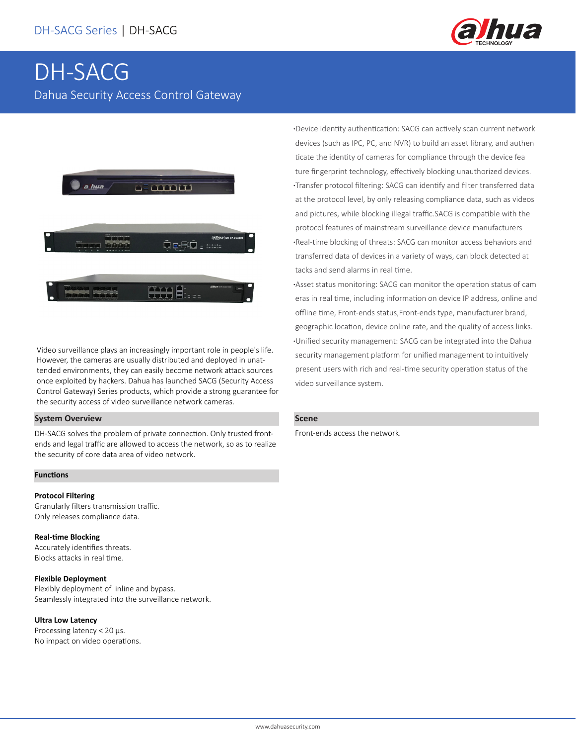DH-SACG Series | DH-SACG

# DH-SACG

Dahua Security Access Control Gateway

Video surveillance plays an increasingly important role in people's life. However, the cameras are usually distributed and deployed in unattended environments, they can easily become network attack sources once exploited by hackers. Dahua has launched SACG (Security Access Control Gateway) Series products, which provide a strong guarantee for the security access of video surveillance network cameras.

## System Overview

DH-SACG solves the problem of private connection. Only trusted front-ends and legal traffic are allowed to access the network, so as to realize the security of core data area of video network.

## Functions

**Protocol Filtering**
Granularly filters transmission traffic.
Only releases compliance data.

**Real-time Blocking**
Accurately identifies threats.
Blocks attacks in real time.

**Flexible Deployment**
Flexibly deployment of inline and bypass.
Seamlessly integrated into the surveillance network.

**Ultra Low Latency**
Processing latency < 20 µs.
No impact on video operations.

·Device identity authentication: SACG can actively scan current network devices (such as IPC, PC, and NVR) to build an asset library, and authenticate the identity of cameras for compliance through the device feature fingerprint technology, effectively blocking unauthorized devices.

·Transfer protocol filtering: SACG can identify and filter transferred data at the protocol level, by only releasing compliance data, such as videos and pictures, while blocking illegal traffic.SACG is compatible with the protocol features of mainstream surveillance device manufacturers

·Real-time blocking of threats: SACG can monitor access behaviors and transferred data of devices in a variety of ways, can block detected attacks and send alarms in real time.

·Asset status monitoring: SACG can monitor the operation status of cameras in real time, including information on device IP address, online and offline time, Front-ends status,Front-ends type, manufacturer brand, geographic location, device online rate, and the quality of access links.

·Unified security management: SACG can be integrated into the Dahua security management platform for unified management to intuitively present users with rich and real-time security operation status of the video surveillance system.

## Scene

Front-ends access the network.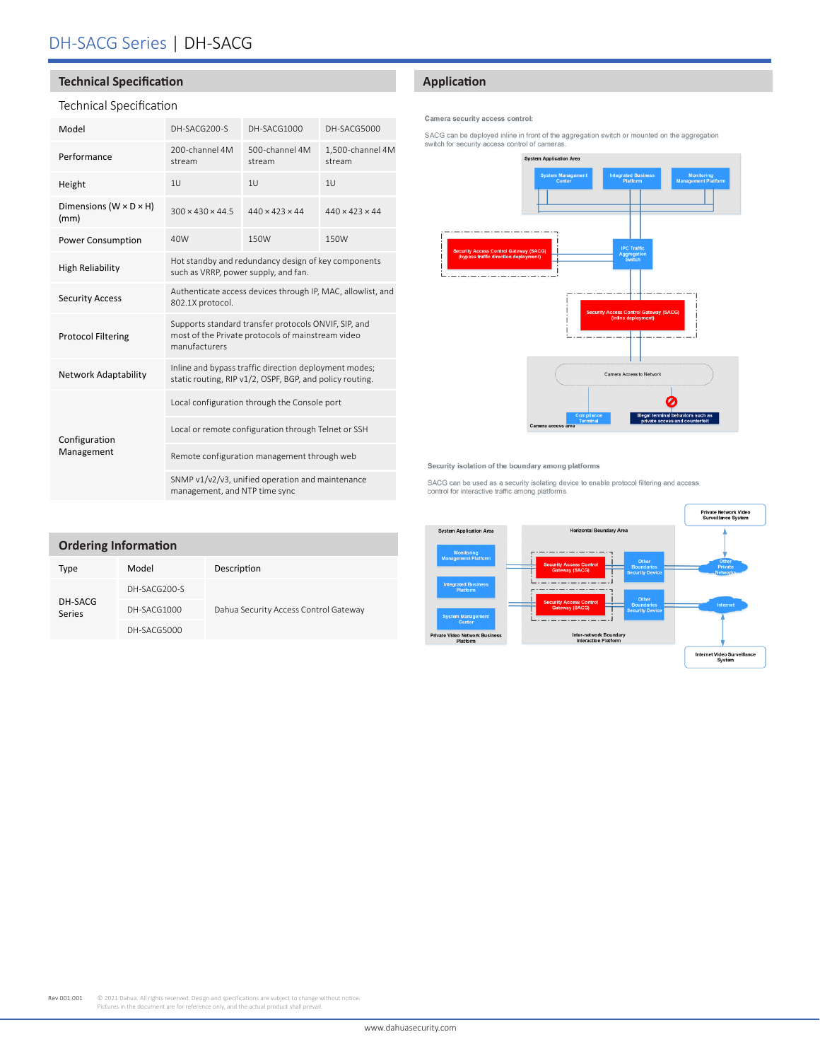# DH-SACG Series | DH-SACG

## Technical Specification

### Technical Specification

| Model | DH-SACG200-S | DH-SACG1000 | DH-SACG5000 |
|---|---|---|---|
| Performance | 200-channel 4M stream | 500-channel 4M stream | 1,500-channel 4M stream |
| Height | 1U | 1U | 1U |
| Dimensions (W × D × H) (mm) | 300 × 430 × 44.5 | 440 × 423 × 44 | 440 × 423 × 44 |
| Power Consumption | 40W | 150W | 150W |
| High Reliability | Hot standby and redundancy design of key components such as VRRP, power supply, and fan. | | |
| Security Access | Authenticate access devices through IP, MAC, allowlist, and 802.1X protocol. | | |
| Protocol Filtering | Supports standard transfer protocols ONVIF, SIP, and most of the Private protocols of mainstream video manufacturers | | |
| Network Adaptability | Inline and bypass traffic direction deployment modes; static routing, RIP v1/2, OSPF, BGP, and policy routing. | | |
| Configuration Management | Local configuration through the Console port | | |
| | Local or remote configuration through Telnet or SSH | | |
| | Remote configuration management through web | | |
| | SNMP v1/v2/v3, unified operation and maintenance management, and NTP time sync | | |

## Ordering Information

| Type | Model | Description |
|---|---|---|
| DH-SACG Series | DH-SACG200-S | Dahua Security Access Control Gateway |
| | DH-SACG1000 | |
| | DH-SACG5000 | |

## Application

**Camera security access control:**

SACG can be deployed inline in front of the aggregation switch or mounted on the aggregation switch for security access control of cameras.

System Application Area
System Management Center
Integrated Business Platform
Monitoring Management Platform
Security Access Control Gateway (SACG) (bypass traffic direction deployment)
IPC Traffic Aggregation Switch
Security Access Control Gateway (SACG) (inline deployment)
Camera Access to Network
Compliance Terminal
Illegal terminal behaviors such as private access and counterfeit
Camera access area

**Security isolation of the boundary among platforms**

SACG can be used as a security isolating device to enable protocol filtering and access control for interactive traffic among platforms.

System Application Area
Monitoring Management Platform
Integrated Business Platform
System Management Center
Private Video Network Business Platform
Horizontal Boundary Area
Security Access Control Gateway (SACG)
Other Boundaries Security Device
Security Access Control Gateway (SACG)
Other Boundaries Security Device
Inter-network Boundary Interaction Platform
Private Network Video Surveillance System
Other Private Networks
Internet
Internet Video Surveillance System

Rev 001.001 © 2021 Dahua. All rights reserved. Design and specifications are subject to change without notice. Pictures in the document are for reference only, and the actual product shall prevail.

www.dahuasecurity.com